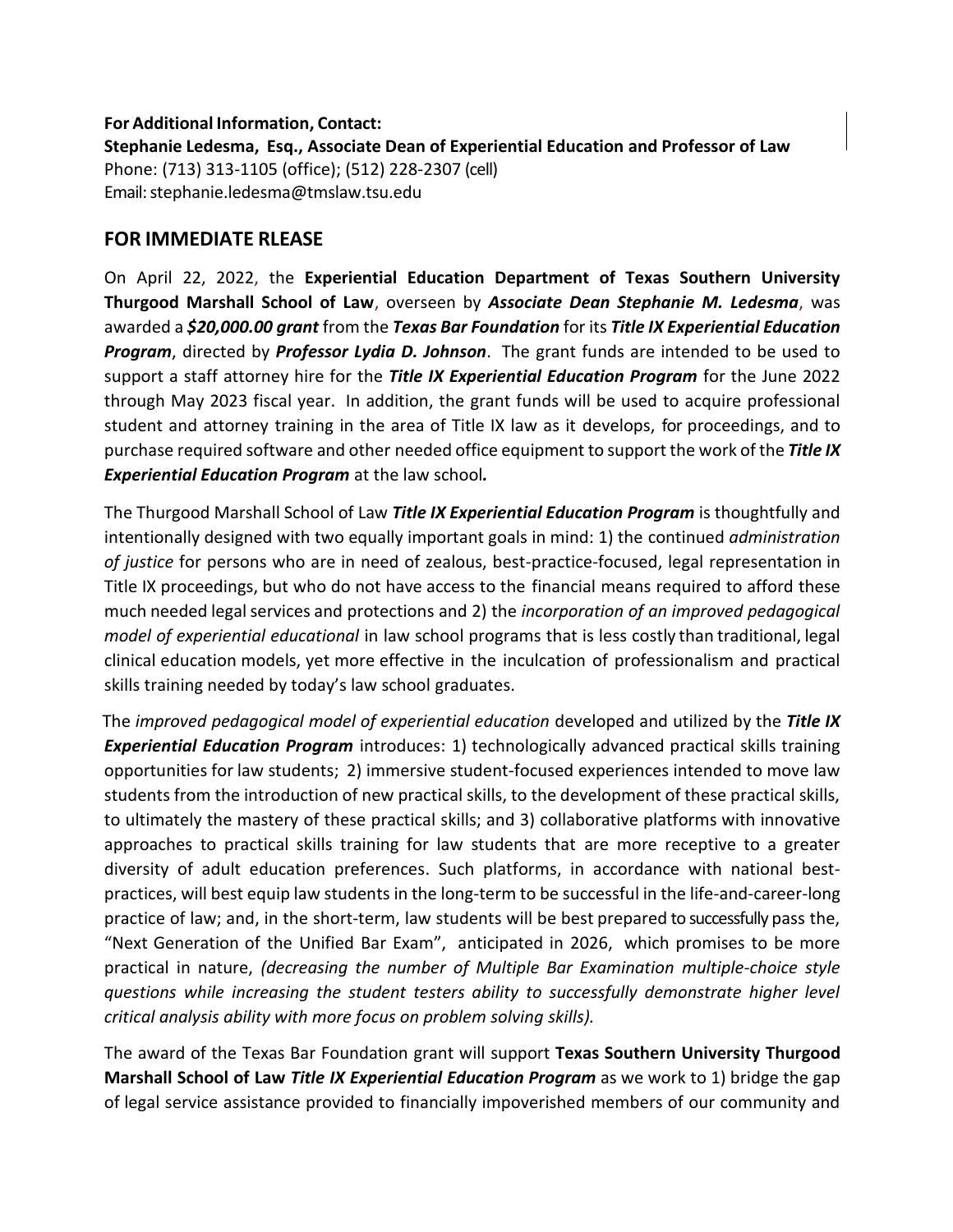**For Additional Information, Contact:**
**Stephanie Ledesma, Esq., Associate Dean of Experiential Education and Professor of Law**
Phone: (713) 313-1105 (office); (512) 228-2307 (cell)
Email: stephanie.ledesma@tmslaw.tsu.edu

## FOR IMMEDIATE RLEASE

On April 22, 2022, the **Experiential Education Department of Texas Southern University Thurgood Marshall School of Law**, overseen by ***Associate Dean Stephanie M. Ledesma***, was awarded a ***$20,000.00 grant*** from the ***Texas Bar Foundation*** for its ***Title IX Experiential Education Program***, directed by ***Professor Lydia D. Johnson***. The grant funds are intended to be used to support a staff attorney hire for the ***Title IX Experiential Education Program*** for the June 2022 through May 2023 fiscal year. In addition, the grant funds will be used to acquire professional student and attorney training in the area of Title IX law as it develops, for proceedings, and to purchase required software and other needed office equipment to support the work of the ***Title IX Experiential Education Program*** at the law school***.***

The Thurgood Marshall School of Law ***Title IX Experiential Education Program*** is thoughtfully and intentionally designed with two equally important goals in mind: 1) the continued *administration of justice* for persons who are in need of zealous, best-practice-focused, legal representation in Title IX proceedings, but who do not have access to the financial means required to afford these much needed legal services and protections and 2) the *incorporation of an improved pedagogical model of experiential educational* in law school programs that is less costly than traditional, legal clinical education models, yet more effective in the inculcation of professionalism and practical skills training needed by today's law school graduates.

The *improved pedagogical model of experiential education* developed and utilized by the ***Title IX Experiential Education Program*** introduces: 1) technologically advanced practical skills training opportunities for law students; 2) immersive student-focused experiences intended to move law students from the introduction of new practical skills, to the development of these practical skills, to ultimately the mastery of these practical skills; and 3) collaborative platforms with innovative approaches to practical skills training for law students that are more receptive to a greater diversity of adult education preferences. Such platforms, in accordance with national best-practices, will best equip law students in the long-term to be successful in the life-and-career-long practice of law; and, in the short-term, law students will be best prepared to successfully pass the, "Next Generation of the Unified Bar Exam", anticipated in 2026, which promises to be more practical in nature, *(decreasing the number of Multiple Bar Examination multiple-choice style questions while increasing the student testers ability to successfully demonstrate higher level critical analysis ability with more focus on problem solving skills).*

The award of the Texas Bar Foundation grant will support **Texas Southern University Thurgood Marshall School of Law** ***Title IX Experiential Education Program*** as we work to 1) bridge the gap of legal service assistance provided to financially impoverished members of our community and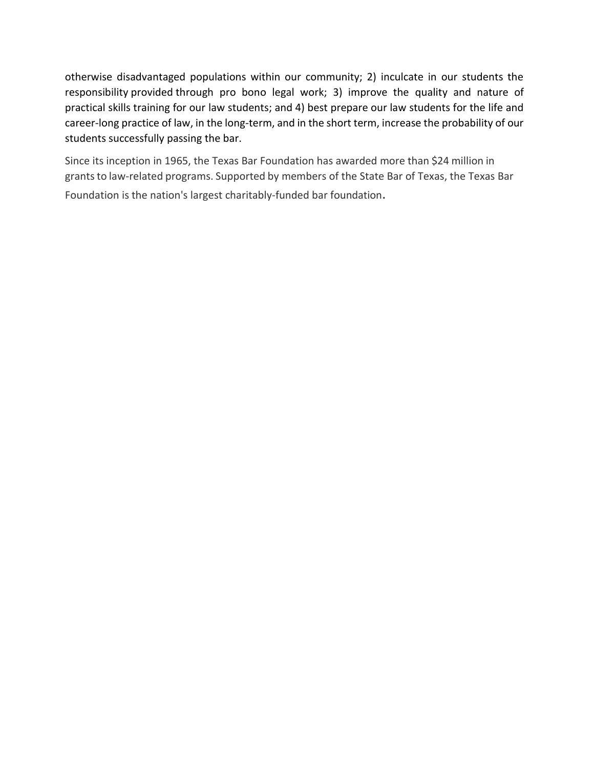otherwise disadvantaged populations within our community; 2) inculcate in our students the responsibility provided through pro bono legal work; 3) improve the quality and nature of practical skills training for our law students; and 4) best prepare our law students for the life and career-long practice of law, in the long-term, and in the short term, increase the probability of our students successfully passing the bar.

Since its inception in 1965, the Texas Bar Foundation has awarded more than $24 million in grants to law-related programs. Supported by members of the State Bar of Texas, the Texas Bar Foundation is the nation's largest charitably-funded bar foundation.